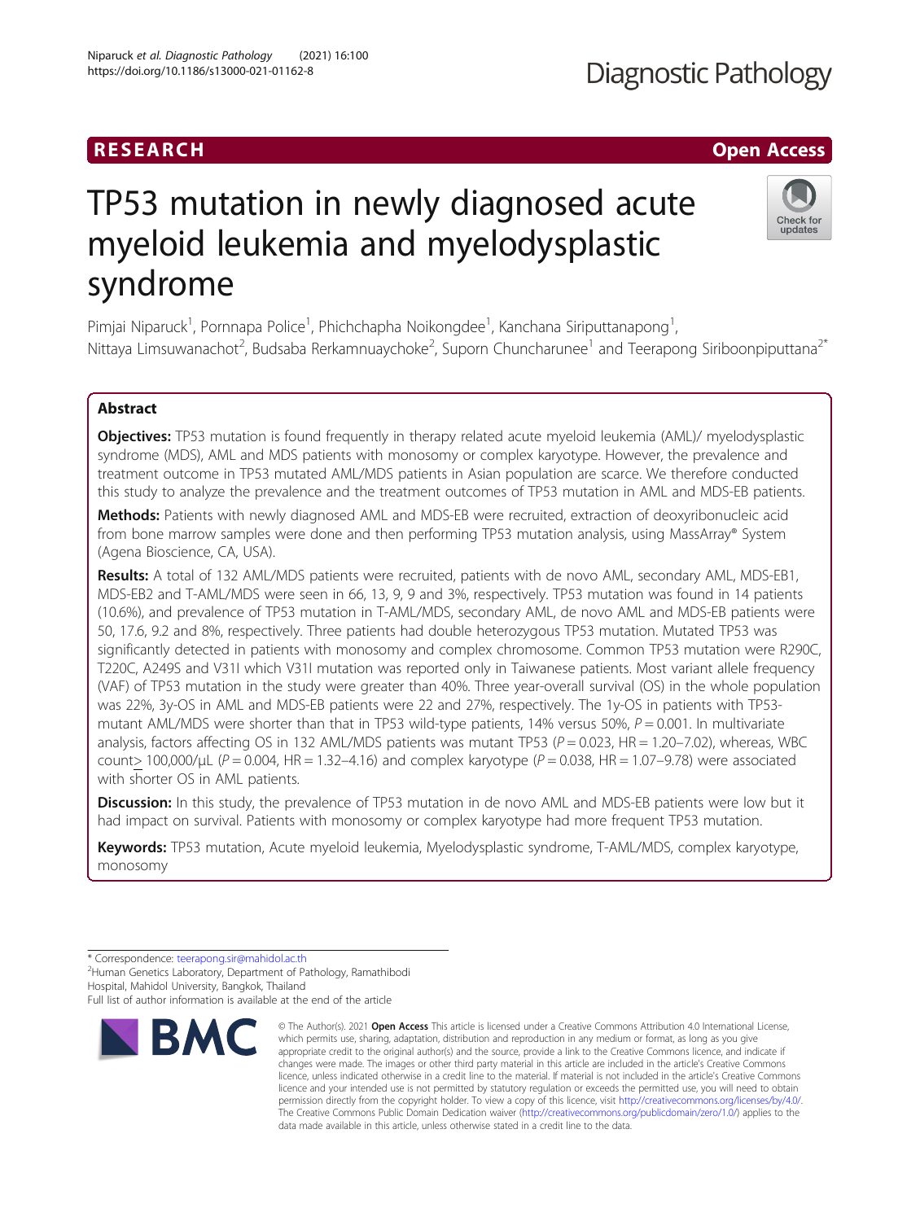RESEARCH | Open Access

# TP53 mutation in newly diagnosed acute myeloid leukemia and myelodysplastic syndrome

Pimjai Niparuck[1], Pornnapa Police[1], Phichchapha Noikongdee[1], Kanchana Siriputtanapong[1], Nittaya Limsuwanachot[2], Budsaba Rerkamnuaychoke[2], Suporn Chuncharunee[1] and Teerapong Siriboonpiputtana[2*]

## Abstract

**Objectives:** TP53 mutation is found frequently in therapy related acute myeloid leukemia (AML)/ myelodysplastic syndrome (MDS), AML and MDS patients with monosomy or complex karyotype. However, the prevalence and treatment outcome in TP53 mutated AML/MDS patients in Asian population are scarce. We therefore conducted this study to analyze the prevalence and the treatment outcomes of TP53 mutation in AML and MDS-EB patients.

**Methods:** Patients with newly diagnosed AML and MDS-EB were recruited, extraction of deoxyribonucleic acid from bone marrow samples were done and then performing TP53 mutation analysis, using MassArray® System (Agena Bioscience, CA, USA).

**Results:** A total of 132 AML/MDS patients were recruited, patients with de novo AML, secondary AML, MDS-EB1, MDS-EB2 and T-AML/MDS were seen in 66, 13, 9, 9 and 3%, respectively. TP53 mutation was found in 14 patients (10.6%), and prevalence of TP53 mutation in T-AML/MDS, secondary AML, de novo AML and MDS-EB patients were 50, 17.6, 9.2 and 8%, respectively. Three patients had double heterozygous TP53 mutation. Mutated TP53 was significantly detected in patients with monosomy and complex chromosome. Common TP53 mutation were R290C, T220C, A249S and V31I which V31I mutation was reported only in Taiwanese patients. Most variant allele frequency (VAF) of TP53 mutation in the study were greater than 40%. Three year-overall survival (OS) in the whole population was 22%, 3y-OS in AML and MDS-EB patients were 22 and 27%, respectively. The 1y-OS in patients with TP53-mutant AML/MDS were shorter than that in TP53 wild-type patients, 14% versus 50%, $P = 0.001$. In multivariate analysis, factors affecting OS in 132 AML/MDS patients was mutant TP53 ($P = 0.023$, HR = 1.20–7.02), whereas, WBC count≥ 100,000/μL ($P = 0.004$, HR = 1.32–4.16) and complex karyotype ($P = 0.038$, HR = 1.07–9.78) were associated with shorter OS in AML patients.

**Discussion:** In this study, the prevalence of TP53 mutation in de novo AML and MDS-EB patients were low but it had impact on survival. Patients with monosomy or complex karyotype had more frequent TP53 mutation.

**Keywords:** TP53 mutation, Acute myeloid leukemia, Myelodysplastic syndrome, T-AML/MDS, complex karyotype, monosomy

---

* Correspondence: teerapong.sir@mahidol.ac.th
[2]Human Genetics Laboratory, Department of Pathology, Ramathibodi Hospital, Mahidol University, Bangkok, Thailand
Full list of author information is available at the end of the article

© The Author(s). 2021 **Open Access** This article is licensed under a Creative Commons Attribution 4.0 International License, which permits use, sharing, adaptation, distribution and reproduction in any medium or format, as long as you give appropriate credit to the original author(s) and the source, provide a link to the Creative Commons licence, and indicate if changes were made. The images or other third party material in this article are included in the article's Creative Commons licence, unless indicated otherwise in a credit line to the material. If material is not included in the article's Creative Commons licence and your intended use is not permitted by statutory regulation or exceeds the permitted use, you will need to obtain permission directly from the copyright holder. To view a copy of this licence, visit http://creativecommons.org/licenses/by/4.0/. The Creative Commons Public Domain Dedication waiver (http://creativecommons.org/publicdomain/zero/1.0/) applies to the data made available in this article, unless otherwise stated in a credit line to the data.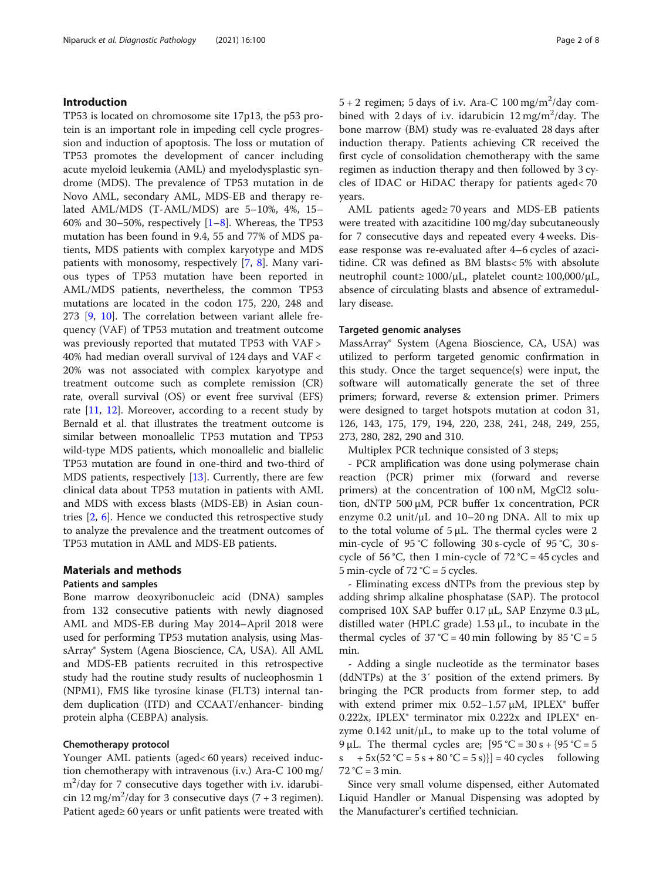## Introduction

TP53 is located on chromosome site 17p13, the p53 protein is an important role in impeding cell cycle progression and induction of apoptosis. The loss or mutation of TP53 promotes the development of cancer including acute myeloid leukemia (AML) and myelodysplastic syndrome (MDS). The prevalence of TP53 mutation in de Novo AML, secondary AML, MDS-EB and therapy related AML/MDS (T-AML/MDS) are 5–10%, 4%, 15–60% and 30–50%, respectively [1–8]. Whereas, the TP53 mutation has been found in 9.4, 55 and 77% of MDS patients, MDS patients with complex karyotype and MDS patients with monosomy, respectively [7, 8]. Many various types of TP53 mutation have been reported in AML/MDS patients, nevertheless, the common TP53 mutations are located in the codon 175, 220, 248 and 273 [9, 10]. The correlation between variant allele frequency (VAF) of TP53 mutation and treatment outcome was previously reported that mutated TP53 with VAF > 40% had median overall survival of 124 days and VAF < 20% was not associated with complex karyotype and treatment outcome such as complete remission (CR) rate, overall survival (OS) or event free survival (EFS) rate [11, 12]. Moreover, according to a recent study by Bernald et al. that illustrates the treatment outcome is similar between monoallelic TP53 mutation and TP53 wild-type MDS patients, which monoallelic and biallelic TP53 mutation are found in one-third and two-third of MDS patients, respectively [13]. Currently, there are few clinical data about TP53 mutation in patients with AML and MDS with excess blasts (MDS-EB) in Asian countries [2, 6]. Hence we conducted this retrospective study to analyze the prevalence and the treatment outcomes of TP53 mutation in AML and MDS-EB patients.

## Materials and methods

### Patients and samples

Bone marrow deoxyribonucleic acid (DNA) samples from 132 consecutive patients with newly diagnosed AML and MDS-EB during May 2014–April 2018 were used for performing TP53 mutation analysis, using MassArray® System (Agena Bioscience, CA, USA). All AML and MDS-EB patients recruited in this retrospective study had the routine study results of nucleophosmin 1 (NPM1), FMS like tyrosine kinase (FLT3) internal tandem duplication (ITD) and CCAAT/enhancer- binding protein alpha (CEBPA) analysis.

### Chemotherapy protocol

Younger AML patients (aged< 60 years) received induction chemotherapy with intravenous (i.v.) Ara-C 100 mg/$m^2$/day for 7 consecutive days together with i.v. idarubicin 12 mg/$m^2$/day for 3 consecutive days (7 + 3 regimen). Patient aged≥ 60 years or unfit patients were treated with 5 + 2 regimen; 5 days of i.v. Ara-C 100 mg/$m^2$/day combined with 2 days of i.v. idarubicin 12 mg/$m^2$/day. The bone marrow (BM) study was re-evaluated 28 days after induction therapy. Patients achieving CR received the first cycle of consolidation chemotherapy with the same regimen as induction therapy and then followed by 3 cycles of IDAC or HiDAC therapy for patients aged< 70 years.

AML patients aged≥ 70 years and MDS-EB patients were treated with azacitidine 100 mg/day subcutaneously for 7 consecutive days and repeated every 4 weeks. Disease response was re-evaluated after 4–6 cycles of azacitidine. CR was defined as BM blasts< 5% with absolute neutrophil count≥ 1000/μL, platelet count≥ 100,000/μL, absence of circulating blasts and absence of extramedullary disease.

### Targeted genomic analyses

MassArray® System (Agena Bioscience, CA, USA) was utilized to perform targeted genomic confirmation in this study. Once the target sequence(s) were input, the software will automatically generate the set of three primers; forward, reverse & extension primer. Primers were designed to target hotspots mutation at codon 31, 126, 143, 175, 179, 194, 220, 238, 241, 248, 249, 255, 273, 280, 282, 290 and 310.

Multiplex PCR technique consisted of 3 steps;

- PCR amplification was done using polymerase chain reaction (PCR) primer mix (forward and reverse primers) at the concentration of 100 nM, MgCl2 solution, dNTP 500 μM, PCR buffer 1x concentration, PCR enzyme 0.2 unit/μL and 10–20 ng DNA. All to mix up to the total volume of 5 μL. The thermal cycles were 2 min-cycle of 95 °C following 30 s-cycle of 95 °C, 30 s-cycle of 56 °C, then 1 min-cycle of 72 °C = 45 cycles and 5 min-cycle of 72 °C = 5 cycles.

- Eliminating excess dNTPs from the previous step by adding shrimp alkaline phosphatase (SAP). The protocol comprised 10X SAP buffer 0.17 μL, SAP Enzyme 0.3 μL, distilled water (HPLC grade) 1.53 μL, to incubate in the thermal cycles of 37 °C = 40 min following by 85 °C = 5 min.

- Adding a single nucleotide as the terminator bases (ddNTPs) at the 3′ position of the extend primers. By bringing the PCR products from former step, to add with extend primer mix 0.52–1.57 μM, IPLEX® buffer 0.222x, IPLEX® terminator mix 0.222x and IPLEX® enzyme 0.142 unit/μL, to make up to the total volume of 9 μL. The thermal cycles are; [95 °C = 30 s + {95 °C = 5 s + 5x(52 °C = 5 s + 80 °C = 5 s)}] = 40 cycles following 72 °C = 3 min.

Since very small volume dispensed, either Automated Liquid Handler or Manual Dispensing was adopted by the Manufacturer's certified technician.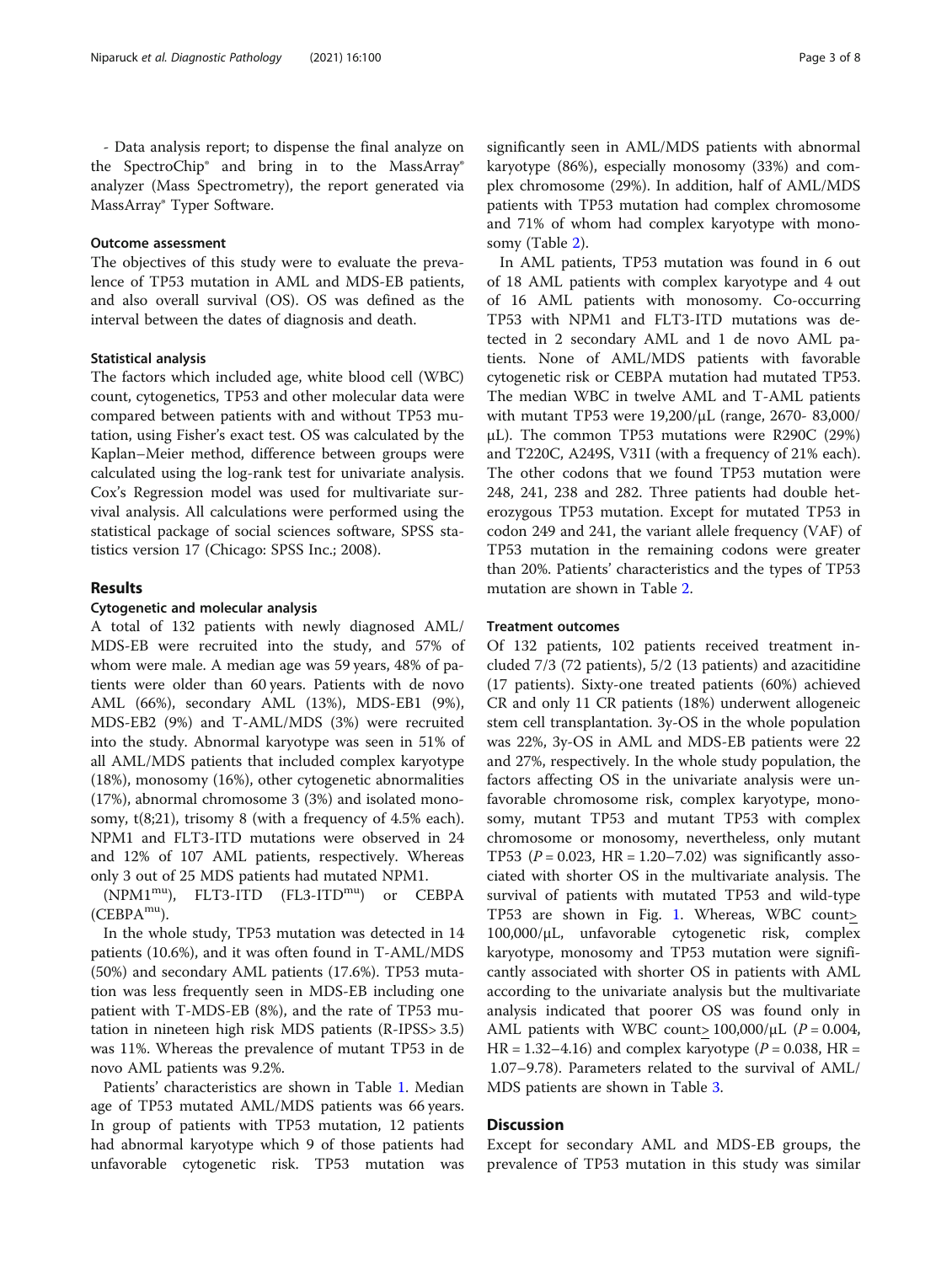- Data analysis report; to dispense the final analyze on the SpectroChip® and bring in to the MassArray® analyzer (Mass Spectrometry), the report generated via MassArray® Typer Software.

### Outcome assessment

The objectives of this study were to evaluate the prevalence of TP53 mutation in AML and MDS-EB patients, and also overall survival (OS). OS was defined as the interval between the dates of diagnosis and death.

### Statistical analysis

The factors which included age, white blood cell (WBC) count, cytogenetics, TP53 and other molecular data were compared between patients with and without TP53 mutation, using Fisher's exact test. OS was calculated by the Kaplan–Meier method, difference between groups were calculated using the log-rank test for univariate analysis. Cox's Regression model was used for multivariate survival analysis. All calculations were performed using the statistical package of social sciences software, SPSS statistics version 17 (Chicago: SPSS Inc.; 2008).

## Results

### Cytogenetic and molecular analysis

A total of 132 patients with newly diagnosed AML/MDS-EB were recruited into the study, and 57% of whom were male. A median age was 59 years, 48% of patients were older than 60 years. Patients with de novo AML (66%), secondary AML (13%), MDS-EB1 (9%), MDS-EB2 (9%) and T-AML/MDS (3%) were recruited into the study. Abnormal karyotype was seen in 51% of all AML/MDS patients that included complex karyotype (18%), monosomy (16%), other cytogenetic abnormalities (17%), abnormal chromosome 3 (3%) and isolated monosomy, t(8;21), trisomy 8 (with a frequency of 4.5% each). NPM1 and FLT3-ITD mutations were observed in 24 and 12% of 107 AML patients, respectively. Whereas only 3 out of 25 MDS patients had mutated NPM1.

(NPM1$^{mu}$), FLT3-ITD (FL3-ITD$^{mu}$) or CEBPA (CEBPA$^{mu}$).

In the whole study, TP53 mutation was detected in 14 patients (10.6%), and it was often found in T-AML/MDS (50%) and secondary AML patients (17.6%). TP53 mutation was less frequently seen in MDS-EB including one patient with T-MDS-EB (8%), and the rate of TP53 mutation in nineteen high risk MDS patients (R-IPSS> 3.5) was 11%. Whereas the prevalence of mutant TP53 in de novo AML patients was 9.2%.

Patients' characteristics are shown in Table 1. Median age of TP53 mutated AML/MDS patients was 66 years. In group of patients with TP53 mutation, 12 patients had abnormal karyotype which 9 of those patients had unfavorable cytogenetic risk. TP53 mutation was significantly seen in AML/MDS patients with abnormal karyotype (86%), especially monosomy (33%) and complex chromosome (29%). In addition, half of AML/MDS patients with TP53 mutation had complex chromosome and 71% of whom had complex karyotype with monosomy (Table 2).

In AML patients, TP53 mutation was found in 6 out of 18 AML patients with complex karyotype and 4 out of 16 AML patients with monosomy. Co-occurring TP53 with NPM1 and FLT3-ITD mutations was detected in 2 secondary AML and 1 de novo AML patients. None of AML/MDS patients with favorable cytogenetic risk or CEBPA mutation had mutated TP53. The median WBC in twelve AML and T-AML patients with mutant TP53 were 19,200/μL (range, 2670- 83,000/μL). The common TP53 mutations were R290C (29%) and T220C, A249S, V31I (with a frequency of 21% each). The other codons that we found TP53 mutation were 248, 241, 238 and 282. Three patients had double heterozygous TP53 mutation. Except for mutated TP53 in codon 249 and 241, the variant allele frequency (VAF) of TP53 mutation in the remaining codons were greater than 20%. Patients' characteristics and the types of TP53 mutation are shown in Table 2.

### Treatment outcomes

Of 132 patients, 102 patients received treatment included 7/3 (72 patients), 5/2 (13 patients) and azacitidine (17 patients). Sixty-one treated patients (60%) achieved CR and only 11 CR patients (18%) underwent allogeneic stem cell transplantation. 3y-OS in the whole population was 22%, 3y-OS in AML and MDS-EB patients were 22 and 27%, respectively. In the whole study population, the factors affecting OS in the univariate analysis were unfavorable chromosome risk, complex karyotype, monosomy, mutant TP53 and mutant TP53 with complex chromosome or monosomy, nevertheless, only mutant TP53 ($P = 0.023$, HR = 1.20–7.02) was significantly associated with shorter OS in the multivariate analysis. The survival of patients with mutated TP53 and wild-type TP53 are shown in Fig. 1. Whereas, WBC count≥ 100,000/μL, unfavorable cytogenetic risk, complex karyotype, monosomy and TP53 mutation were significantly associated with shorter OS in patients with AML according to the univariate analysis but the multivariate analysis indicated that poorer OS was found only in AML patients with WBC count≥ 100,000/μL ($P = 0.004$, HR = 1.32–4.16) and complex karyotype ($P = 0.038$, HR = 1.07–9.78). Parameters related to the survival of AML/MDS patients are shown in Table 3.

## Discussion

Except for secondary AML and MDS-EB groups, the prevalence of TP53 mutation in this study was similar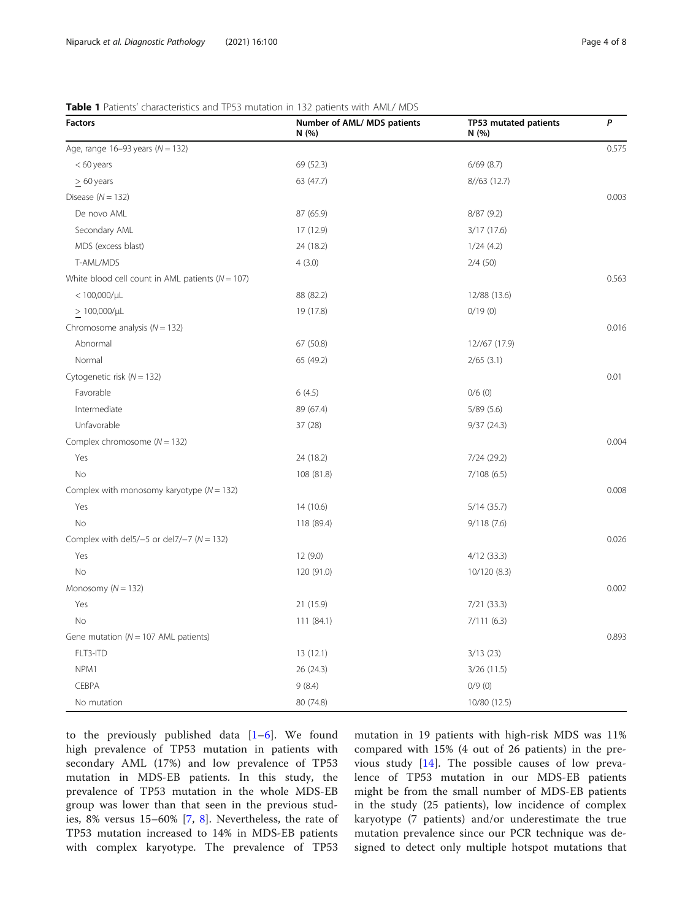**Table 1** Patients' characteristics and TP53 mutation in 132 patients with AML/ MDS

| Factors | Number of AML/ MDS patients N (%) | TP53 mutated patients N (%) | *P* |
|---|---|---|---|
| Age, range 16–93 years (*N* = 132) | | | 0.575 |
| < 60 years | 69 (52.3) | 6/69 (8.7) | |
| > 60 years | 63 (47.7) | 8//63 (12.7) | |
| Disease (*N* = 132) | | | 0.003 |
| De novo AML | 87 (65.9) | 8/87 (9.2) | |
| Secondary AML | 17 (12.9) | 3/17 (17.6) | |
| MDS (excess blast) | 24 (18.2) | 1/24 (4.2) | |
| T-AML/MDS | 4 (3.0) | 2/4 (50) | |
| White blood cell count in AML patients (*N* = 107) | | | 0.563 |
| < 100,000/μL | 88 (82.2) | 12/88 (13.6) | |
| > 100,000/μL | 19 (17.8) | 0/19 (0) | |
| Chromosome analysis (*N* = 132) | | | 0.016 |
| Abnormal | 67 (50.8) | 12//67 (17.9) | |
| Normal | 65 (49.2) | 2/65 (3.1) | |
| Cytogenetic risk (*N* = 132) | | | 0.01 |
| Favorable | 6 (4.5) | 0/6 (0) | |
| Intermediate | 89 (67.4) | 5/89 (5.6) | |
| Unfavorable | 37 (28) | 9/37 (24.3) | |
| Complex chromosome (*N* = 132) | | | 0.004 |
| Yes | 24 (18.2) | 7/24 (29.2) | |
| No | 108 (81.8) | 7/108 (6.5) | |
| Complex with monosomy karyotype (*N* = 132) | | | 0.008 |
| Yes | 14 (10.6) | 5/14 (35.7) | |
| No | 118 (89.4) | 9/118 (7.6) | |
| Complex with del5/−5 or del7/−7 (*N* = 132) | | | 0.026 |
| Yes | 12 (9.0) | 4/12 (33.3) | |
| No | 120 (91.0) | 10/120 (8.3) | |
| Monosomy (*N* = 132) | | | 0.002 |
| Yes | 21 (15.9) | 7/21 (33.3) | |
| No | 111 (84.1) | 7/111 (6.3) | |
| Gene mutation (*N* = 107 AML patients) | | | 0.893 |
| FLT3-ITD | 13 (12.1) | 3/13 (23) | |
| NPM1 | 26 (24.3) | 3/26 (11.5) | |
| CEBPA | 9 (8.4) | 0/9 (0) | |
| No mutation | 80 (74.8) | 10/80 (12.5) | |

to the previously published data [1–6]. We found high prevalence of TP53 mutation in patients with secondary AML (17%) and low prevalence of TP53 mutation in MDS-EB patients. In this study, the prevalence of TP53 mutation in the whole MDS-EB group was lower than that seen in the previous studies, 8% versus 15–60% [7, 8]. Nevertheless, the rate of TP53 mutation increased to 14% in MDS-EB patients with complex karyotype. The prevalence of TP53 mutation in 19 patients with high-risk MDS was 11% compared with 15% (4 out of 26 patients) in the previous study [14]. The possible causes of low prevalence of TP53 mutation in our MDS-EB patients might be from the small number of MDS-EB patients in the study (25 patients), low incidence of complex karyotype (7 patients) and/or underestimate the true mutation prevalence since our PCR technique was designed to detect only multiple hotspot mutations that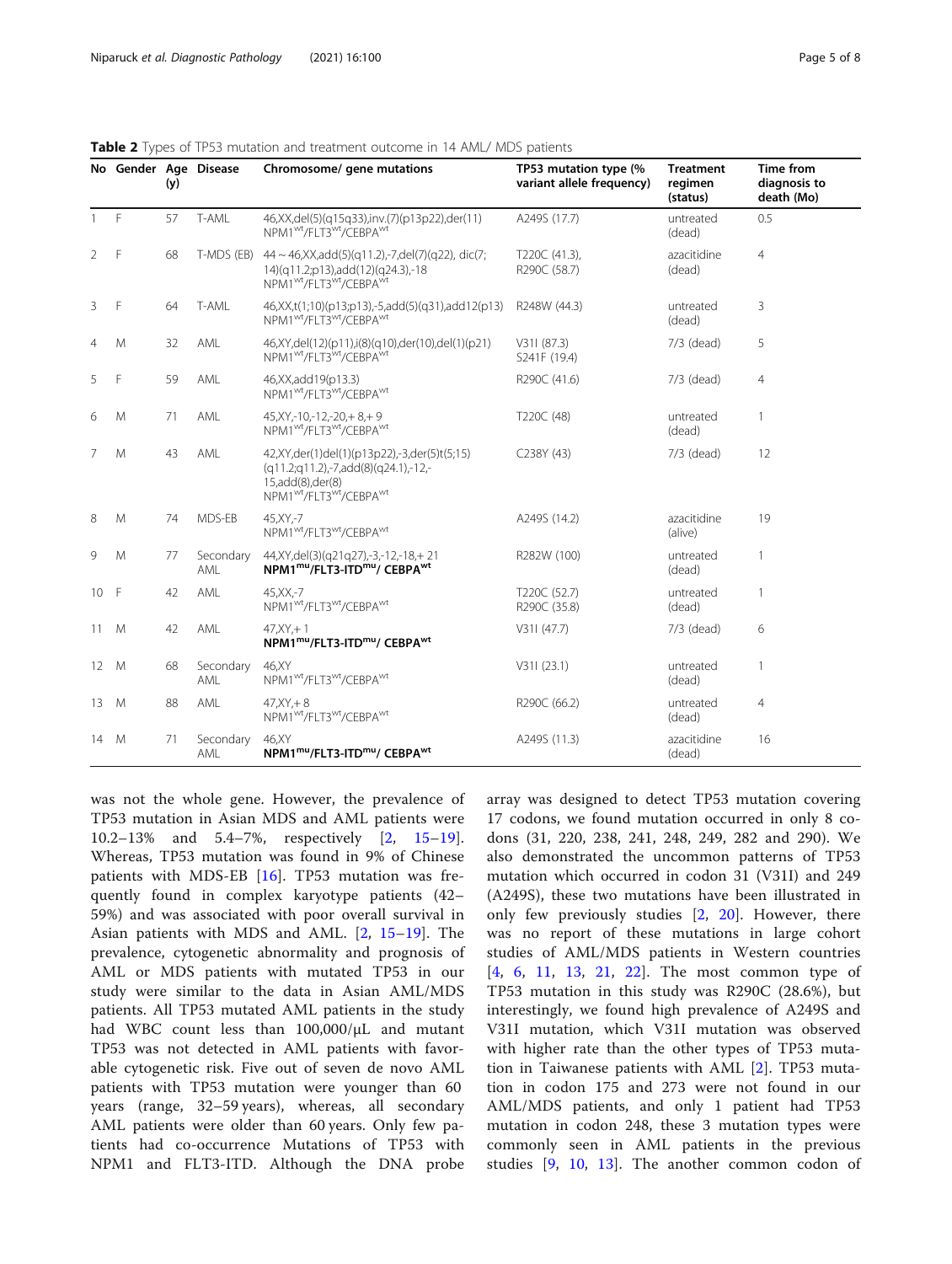**Table 2** Types of TP53 mutation and treatment outcome in 14 AML/ MDS patients

| No | Gender | Age (y) | Disease | Chromosome/ gene mutations | TP53 mutation type (% variant allele frequency) | Treatment regimen (status) | Time from diagnosis to death (Mo) |
|---|---|---|---|---|---|---|---|
| 1 | F | 57 | T-AML | 46,XX,del(5)(q15q33),inv.(7)(p13p22),der(11) NPM1$^{wt}$/FLT3$^{wt}$/CEBPA$^{wt}$ | A249S (17.7) | untreated (dead) | 0.5 |
| 2 | F | 68 | T-MDS (EB) | 44 ~ 46,XX,add(5)(q11.2),-7,del(7)(q22), dic(7;14)(q11.2;p13),add(12)(q24.3),-18 NPM1$^{wt}$/FLT3$^{wt}$/CEBPA$^{wt}$ | T220C (41.3), R290C (58.7) | azacitidine (dead) | 4 |
| 3 | F | 64 | T-AML | 46,XX,t(1;10)(p13;p13),-5,add(5)(q31),add12(p13) NPM1$^{wt}$/FLT3$^{wt}$/CEBPA$^{wt}$ | R248W (44.3) | untreated (dead) | 3 |
| 4 | M | 32 | AML | 46,XY,del(12)(p11),i(8)(q10),der(10),del(1)(p21) NPM1$^{wt}$/FLT3$^{wt}$/CEBPA$^{wt}$ | V31I (87.3) S241F (19.4) | 7/3 (dead) | 5 |
| 5 | F | 59 | AML | 46,XX,add19(p13.3) NPM1$^{wt}$/FLT3$^{wt}$/CEBPA$^{wt}$ | R290C (41.6) | 7/3 (dead) | 4 |
| 6 | M | 71 | AML | 45,XY,-10,-12,-20,+ 8,+ 9 NPM1$^{wt}$/FLT3$^{wt}$/CEBPA$^{wt}$ | T220C (48) | untreated (dead) | 1 |
| 7 | M | 43 | AML | 42,XY,der(1)del(1)(p13p22),-3,der(5)t(5;15)(q11.2;q11.2),-7,add(8)(q24.1),-12,-15,add(8),der(8) NPM1$^{wt}$/FLT3$^{wt}$/CEBPA$^{wt}$ | C238Y (43) | 7/3 (dead) | 12 |
| 8 | M | 74 | MDS-EB | 45,XY,-7 NPM1$^{wt}$/FLT3$^{wt}$/CEBPA$^{wt}$ | A249S (14.2) | azacitidine (alive) | 19 |
| 9 | M | 77 | Secondary AML | 44,XY,del(3)(q21q27),-3,-12,-18,+ 21 **NPM1$^{mu}$/FLT3-ITD$^{mu}$/ CEBPA$^{wt}$** | R282W (100) | untreated (dead) | 1 |
| 10 | F | 42 | AML | 45,XX,-7 NPM1$^{wt}$/FLT3$^{wt}$/CEBPA$^{wt}$ | T220C (52.7) R290C (35.8) | untreated (dead) | 1 |
| 11 | M | 42 | AML | 47,XY,+ 1 **NPM1$^{mu}$/FLT3-ITD$^{mu}$/ CEBPA$^{wt}$** | V31I (47.7) | 7/3 (dead) | 6 |
| 12 | M | 68 | Secondary AML | 46,XY NPM1$^{wt}$/FLT3$^{wt}$/CEBPA$^{wt}$ | V31I (23.1) | untreated (dead) | 1 |
| 13 | M | 88 | AML | 47,XY,+ 8 NPM1$^{wt}$/FLT3$^{wt}$/CEBPA$^{wt}$ | R290C (66.2) | untreated (dead) | 4 |
| 14 | M | 71 | Secondary AML | 46,XY **NPM1$^{mu}$/FLT3-ITD$^{mu}$/ CEBPA$^{wt}$** | A249S (11.3) | azacitidine (dead) | 16 |

was not the whole gene. However, the prevalence of TP53 mutation in Asian MDS and AML patients were 10.2–13% and 5.4–7%, respectively [2, 15–19]. Whereas, TP53 mutation was found in 9% of Chinese patients with MDS-EB [16]. TP53 mutation was frequently found in complex karyotype patients (42–59%) and was associated with poor overall survival in Asian patients with MDS and AML. [2, 15–19]. The prevalence, cytogenetic abnormality and prognosis of AML or MDS patients with mutated TP53 in our study were similar to the data in Asian AML/MDS patients. All TP53 mutated AML patients in the study had WBC count less than 100,000/μL and mutant TP53 was not detected in AML patients with favorable cytogenetic risk. Five out of seven de novo AML patients with TP53 mutation were younger than 60 years (range, 32–59 years), whereas, all secondary AML patients were older than 60 years. Only few patients had co-occurrence Mutations of TP53 with NPM1 and FLT3-ITD. Although the DNA probe array was designed to detect TP53 mutation covering 17 codons, we found mutation occurred in only 8 codons (31, 220, 238, 241, 248, 249, 282 and 290). We also demonstrated the uncommon patterns of TP53 mutation which occurred in codon 31 (V31I) and 249 (A249S), these two mutations have been illustrated in only few previously studies [2, 20]. However, there was no report of these mutations in large cohort studies of AML/MDS patients in Western countries [4, 6, 11, 13, 21, 22]. The most common type of TP53 mutation in this study was R290C (28.6%), but interestingly, we found high prevalence of A249S and V31I mutation, which V31I mutation was observed with higher rate than the other types of TP53 mutation in Taiwanese patients with AML [2]. TP53 mutation in codon 175 and 273 were not found in our AML/MDS patients, and only 1 patient had TP53 mutation in codon 248, these 3 mutation types were commonly seen in AML patients in the previous studies [9, 10, 13]. The another common codon of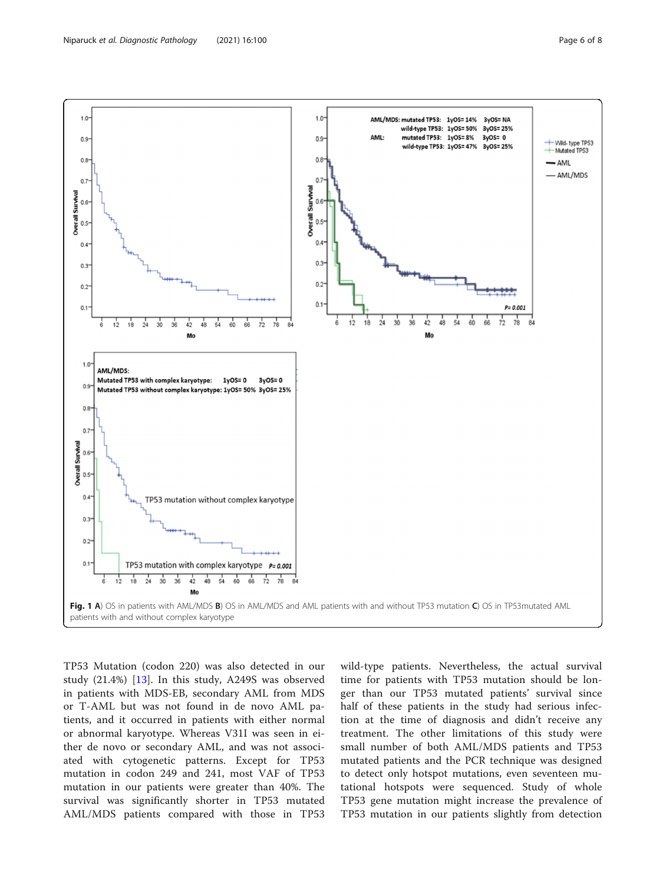**Fig. 1 A**) OS in patients with AML/MDS **B**) OS in AML/MDS and AML patients with and without TP53 mutation **C**) OS in TP53mutated AML patients with and without complex karyotype

TP53 Mutation (codon 220) was also detected in our study (21.4%) [13]. In this study, A249S was observed in patients with MDS-EB, secondary AML from MDS or T-AML but was not found in de novo AML patients, and it occurred in patients with either normal or abnormal karyotype. Whereas V31I was seen in either de novo or secondary AML, and was not associated with cytogenetic patterns. Except for TP53 mutation in codon 249 and 241, most VAF of TP53 mutation in our patients were greater than 40%. The survival was significantly shorter in TP53 mutated AML/MDS patients compared with those in TP53 wild-type patients. Nevertheless, the actual survival time for patients with TP53 mutation should be longer than our TP53 mutated patients' survival since half of these patients in the study had serious infection at the time of diagnosis and didn't receive any treatment. The other limitations of this study were small number of both AML/MDS patients and TP53 mutated patients and the PCR technique was designed to detect only hotspot mutations, even seventeen mutational hotspots were sequenced. Study of whole TP53 gene mutation might increase the prevalence of TP53 mutation in our patients slightly from detection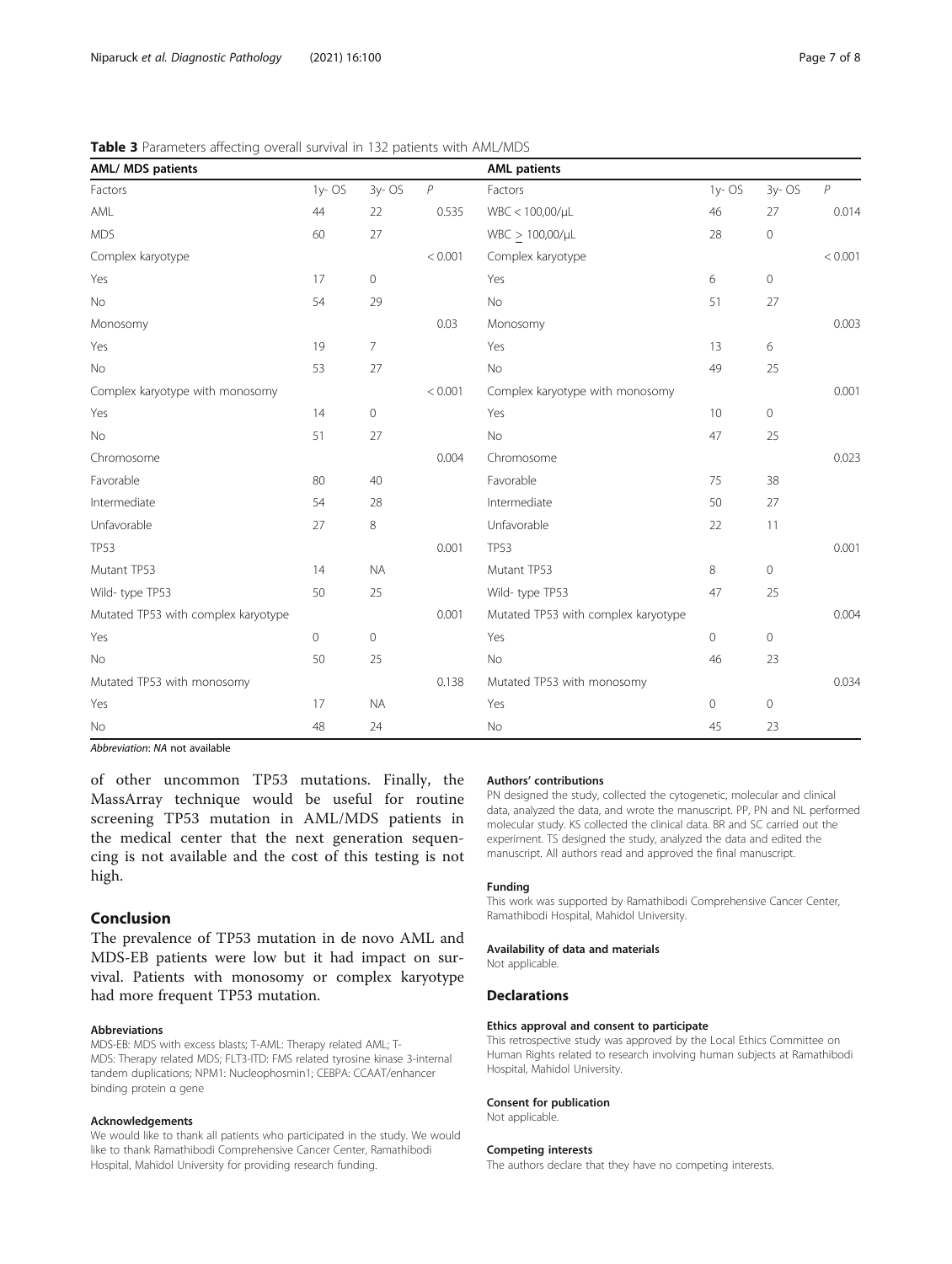**Table 3** Parameters affecting overall survival in 132 patients with AML/MDS

| AML/ MDS patients | | | | AML patients | | | |
|---|---|---|---|---|---|---|---|
| Factors | 1y- OS | 3y- OS | *P* | Factors | 1y- OS | 3y- OS | *P* |
| AML | 44 | 22 | 0.535 | WBC < 100,00/μL | 46 | 27 | 0.014 |
| MDS | 60 | 27 | | WBC > 100,00/μL | 28 | 0 | |
| Complex karyotype | | | < 0.001 | Complex karyotype | | | < 0.001 |
| Yes | 17 | 0 | | Yes | 6 | 0 | |
| No | 54 | 29 | | No | 51 | 27 | |
| Monosomy | | | 0.03 | Monosomy | | | 0.003 |
| Yes | 19 | 7 | | Yes | 13 | 6 | |
| No | 53 | 27 | | No | 49 | 25 | |
| Complex karyotype with monosomy | | | < 0.001 | Complex karyotype with monosomy | | | 0.001 |
| Yes | 14 | 0 | | Yes | 10 | 0 | |
| No | 51 | 27 | | No | 47 | 25 | |
| Chromosome | | | 0.004 | Chromosome | | | 0.023 |
| Favorable | 80 | 40 | | Favorable | 75 | 38 | |
| Intermediate | 54 | 28 | | Intermediate | 50 | 27 | |
| Unfavorable | 27 | 8 | | Unfavorable | 22 | 11 | |
| TP53 | | | 0.001 | TP53 | | | 0.001 |
| Mutant TP53 | 14 | NA | | Mutant TP53 | 8 | 0 | |
| Wild- type TP53 | 50 | 25 | | Wild- type TP53 | 47 | 25 | |
| Mutated TP53 with complex karyotype | | | 0.001 | Mutated TP53 with complex karyotype | | | 0.004 |
| Yes | 0 | 0 | | Yes | 0 | 0 | |
| No | 50 | 25 | | No | 46 | 23 | |
| Mutated TP53 with monosomy | | | 0.138 | Mutated TP53 with monosomy | | | 0.034 |
| Yes | 17 | NA | | Yes | 0 | 0 | |
| No | 48 | 24 | | No | 45 | 23 | |

*Abbreviation*: *NA* not available

of other uncommon TP53 mutations. Finally, the MassArray technique would be useful for routine screening TP53 mutation in AML/MDS patients in the medical center that the next generation sequencing is not available and the cost of this testing is not high.

## Conclusion

The prevalence of TP53 mutation in de novo AML and MDS-EB patients were low but it had impact on survival. Patients with monosomy or complex karyotype had more frequent TP53 mutation.

#### Abbreviations

MDS-EB: MDS with excess blasts; T-AML: Therapy related AML; T-MDS: Therapy related MDS; FLT3-ITD: FMS related tyrosine kinase 3-internal tandem duplications; NPM1: Nucleophosmin1; CEBPA: CCAAT/enhancer binding protein α gene

#### Acknowledgements

We would like to thank all patients who participated in the study. We would like to thank Ramathibodi Comprehensive Cancer Center, Ramathibodi Hospital, Mahidol University for providing research funding.

#### Authors' contributions

PN designed the study, collected the cytogenetic, molecular and clinical data, analyzed the data, and wrote the manuscript. PP, PN and NL performed molecular study. KS collected the clinical data. BR and SC carried out the experiment. TS designed the study, analyzed the data and edited the manuscript. All authors read and approved the final manuscript.

#### Funding

This work was supported by Ramathibodi Comprehensive Cancer Center, Ramathibodi Hospital, Mahidol University.

#### Availability of data and materials

Not applicable.

## Declarations

#### Ethics approval and consent to participate

This retrospective study was approved by the Local Ethics Committee on Human Rights related to research involving human subjects at Ramathibodi Hospital, Mahidol University.

#### Consent for publication

Not applicable.

#### Competing interests

The authors declare that they have no competing interests.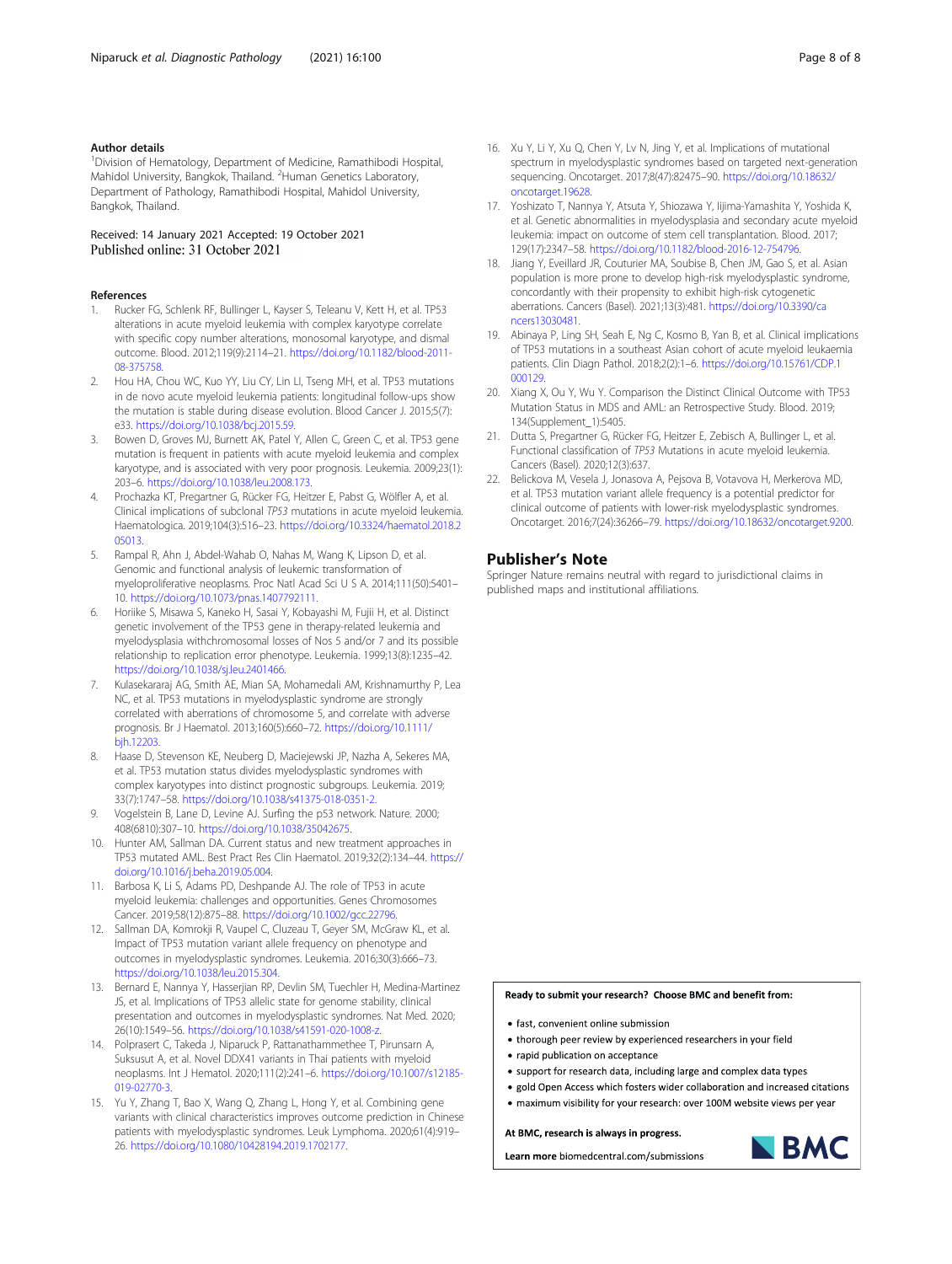### Author details

[1]Division of Hematology, Department of Medicine, Ramathibodi Hospital, Mahidol University, Bangkok, Thailand. [2]Human Genetics Laboratory, Department of Pathology, Ramathibodi Hospital, Mahidol University, Bangkok, Thailand.

Received: 14 January 2021 Accepted: 19 October 2021
Published online: 31 October 2021

### References

1. Rucker FG, Schlenk RF, Bullinger L, Kayser S, Teleanu V, Kett H, et al. TP53 alterations in acute myeloid leukemia with complex karyotype correlate with specific copy number alterations, monosomal karyotype, and dismal outcome. Blood. 2012;119(9):2114–21. https://doi.org/10.1182/blood-2011-08-375758.
2. Hou HA, Chou WC, Kuo YY, Liu CY, Lin LI, Tseng MH, et al. TP53 mutations in de novo acute myeloid leukemia patients: longitudinal follow-ups show the mutation is stable during disease evolution. Blood Cancer J. 2015;5(7): e33. https://doi.org/10.1038/bcj.2015.59.
3. Bowen D, Groves MJ, Burnett AK, Patel Y, Allen C, Green C, et al. TP53 gene mutation is frequent in patients with acute myeloid leukemia and complex karyotype, and is associated with very poor prognosis. Leukemia. 2009;23(1): 203–6. https://doi.org/10.1038/leu.2008.173.
4. Prochazka KT, Pregartner G, Rücker FG, Heitzer E, Pabst G, Wölfler A, et al. Clinical implications of subclonal *TP53* mutations in acute myeloid leukemia. Haematologica. 2019;104(3):516–23. https://doi.org/10.3324/haematol.2018.205013.
5. Rampal R, Ahn J, Abdel-Wahab O, Nahas M, Wang K, Lipson D, et al. Genomic and functional analysis of leukemic transformation of myeloproliferative neoplasms. Proc Natl Acad Sci U S A. 2014;111(50):5401–10. https://doi.org/10.1073/pnas.1407792111.
6. Horiike S, Misawa S, Kaneko H, Sasai Y, Kobayashi M, Fujii H, et al. Distinct genetic involvement of the TP53 gene in therapy-related leukemia and myelodysplasia withchromosomal losses of Nos 5 and/or 7 and its possible relationship to replication error phenotype. Leukemia. 1999;13(8):1235–42. https://doi.org/10.1038/sj.leu.2401466.
7. Kulasekararaj AG, Smith AE, Mian SA, Mohamedali AM, Krishnamurthy P, Lea NC, et al. TP53 mutations in myelodysplastic syndrome are strongly correlated with aberrations of chromosome 5, and correlate with adverse prognosis. Br J Haematol. 2013;160(5):660–72. https://doi.org/10.1111/bjh.12203.
8. Haase D, Stevenson KE, Neuberg D, Maciejewski JP, Nazha A, Sekeres MA, et al. TP53 mutation status divides myelodysplastic syndromes with complex karyotypes into distinct prognostic subgroups. Leukemia. 2019; 33(7):1747–58. https://doi.org/10.1038/s41375-018-0351-2.
9. Vogelstein B, Lane D, Levine AJ. Surfing the p53 network. Nature. 2000; 408(6810):307–10. https://doi.org/10.1038/35042675.
10. Hunter AM, Sallman DA. Current status and new treatment approaches in TP53 mutated AML. Best Pract Res Clin Haematol. 2019;32(2):134–44. https://doi.org/10.1016/j.beha.2019.05.004.
11. Barbosa K, Li S, Adams PD, Deshpande AJ. The role of TP53 in acute myeloid leukemia: challenges and opportunities. Genes Chromosomes Cancer. 2019;58(12):875–88. https://doi.org/10.1002/gcc.22796.
12. Sallman DA, Komrokji R, Vaupel C, Cluzeau T, Geyer SM, McGraw KL, et al. Impact of TP53 mutation variant allele frequency on phenotype and outcomes in myelodysplastic syndromes. Leukemia. 2016;30(3):666–73. https://doi.org/10.1038/leu.2015.304.
13. Bernard E, Nannya Y, Hasserjian RP, Devlin SM, Tuechler H, Medina-Martinez JS, et al. Implications of TP53 allelic state for genome stability, clinical presentation and outcomes in myelodysplastic syndromes. Nat Med. 2020; 26(10):1549–56. https://doi.org/10.1038/s41591-020-1008-z.
14. Polprasert C, Takeda J, Niparuck P, Rattanathammethee T, Pirunsarn A, Suksusut A, et al. Novel DDX41 variants in Thai patients with myeloid neoplasms. Int J Hematol. 2020;111(2):241–6. https://doi.org/10.1007/s12185-019-02770-3.
15. Yu Y, Zhang T, Bao X, Wang Q, Zhang L, Hong Y, et al. Combining gene variants with clinical characteristics improves outcome prediction in Chinese patients with myelodysplastic syndromes. Leuk Lymphoma. 2020;61(4):919–26. https://doi.org/10.1080/10428194.2019.1702177.
16. Xu Y, Li Y, Xu Q, Chen Y, Lv N, Jing Y, et al. Implications of mutational spectrum in myelodysplastic syndromes based on targeted next-generation sequencing. Oncotarget. 2017;8(47):82475–90. https://doi.org/10.18632/oncotarget.19628.
17. Yoshizato T, Nannya Y, Atsuta Y, Shiozawa Y, Iijima-Yamashita Y, Yoshida K, et al. Genetic abnormalities in myelodysplasia and secondary acute myeloid leukemia: impact on outcome of stem cell transplantation. Blood. 2017; 129(17):2347–58. https://doi.org/10.1182/blood-2016-12-754796.
18. Jiang Y, Eveillard JR, Couturier MA, Soubise B, Chen JM, Gao S, et al. Asian population is more prone to develop high-risk myelodysplastic syndrome, concordantly with their propensity to exhibit high-risk cytogenetic aberrations. Cancers (Basel). 2021;13(3):481. https://doi.org/10.3390/cancers13030481.
19. Abinaya P, Ling SH, Seah E, Ng C, Kosmo B, Yan B, et al. Clinical implications of TP53 mutations in a southeast Asian cohort of acute myeloid leukaemia patients. Clin Diagn Pathol. 2018;2(2):1–6. https://doi.org/10.15761/CDP.1000129.
20. Xiang X, Ou Y, Wu Y. Comparison the Distinct Clinical Outcome with TP53 Mutation Status in MDS and AML: an Retrospective Study. Blood. 2019; 134(Supplement_1):5405.
21. Dutta S, Pregartner G, Rücker FG, Heitzer E, Zebisch A, Bullinger L, et al. Functional classification of *TP53* Mutations in acute myeloid leukemia. Cancers (Basel). 2020;12(3):637.
22. Belickova M, Vesela J, Jonasova A, Pejsova B, Votavova H, Merkerova MD, et al. TP53 mutation variant allele frequency is a potential predictor for clinical outcome of patients with lower-risk myelodysplastic syndromes. Oncotarget. 2016;7(24):36266–79. https://doi.org/10.18632/oncotarget.9200.

## Publisher's Note

Springer Nature remains neutral with regard to jurisdictional claims in published maps and institutional affiliations.

**Ready to submit your research? Choose BMC and benefit from:**

- fast, convenient online submission
- thorough peer review by experienced researchers in your field
- rapid publication on acceptance
- support for research data, including large and complex data types
- gold Open Access which fosters wider collaboration and increased citations
- maximum visibility for your research: over 100M website views per year

**At BMC, research is always in progress.**

**Learn more** biomedcentral.com/submissions

BMC